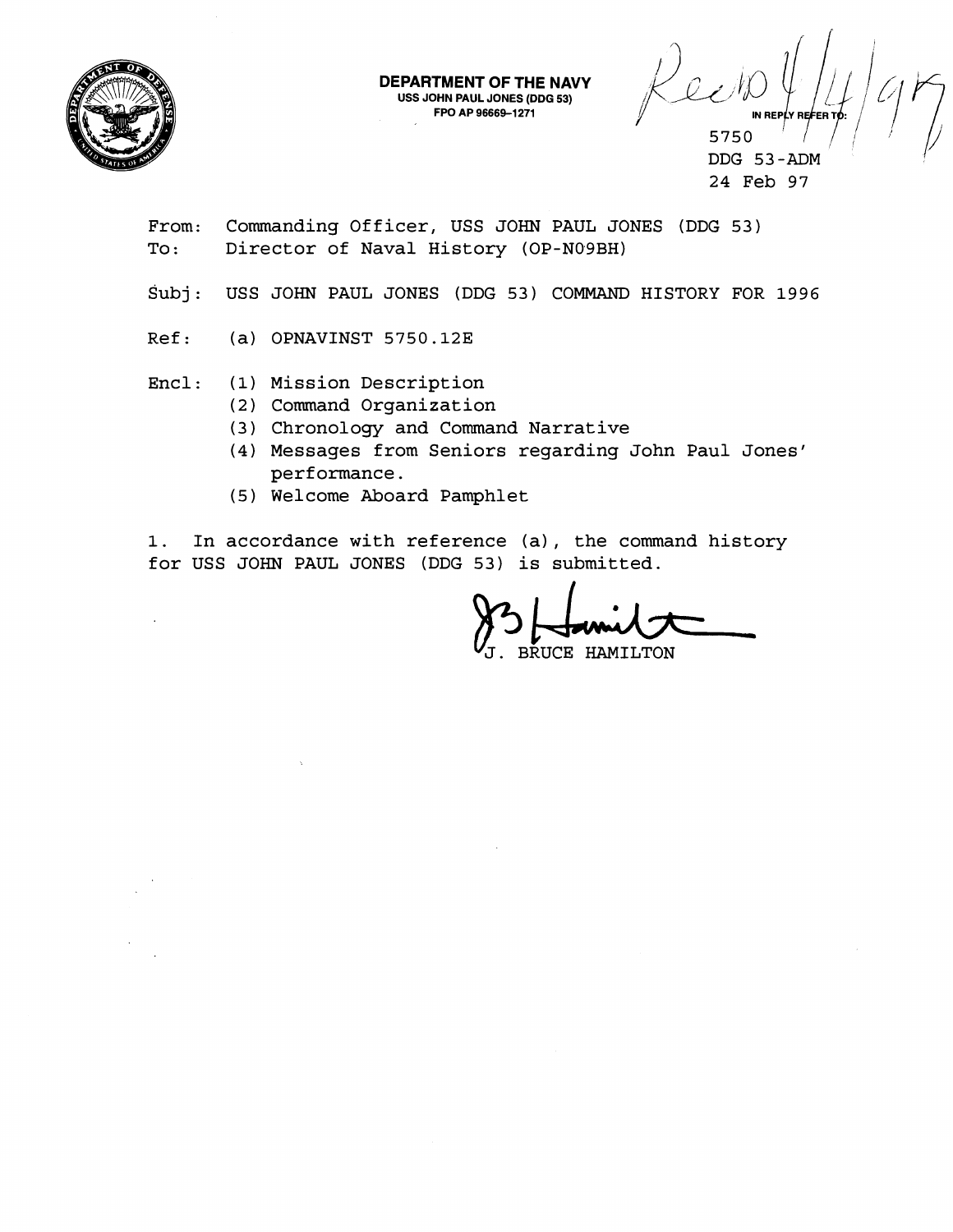**DEPARTMENT OF THE NAVY**
**USS JOHN PAUL JONES (DDG 53)**
**FPO AP 96669-1271**

Rec'd 4/14/97

IN REPLY REFER TO:
5750
DDG 53-ADM
24 Feb 97

From: Commanding Officer, USS JOHN PAUL JONES (DDG 53)
To: Director of Naval History (OP-N09BH)

Subj: USS JOHN PAUL JONES (DDG 53) COMMAND HISTORY FOR 1996

Ref: (a) OPNAVINST 5750.12E

Encl: (1) Mission Description
(2) Command Organization
(3) Chronology and Command Narrative
(4) Messages from Seniors regarding John Paul Jones' performance.
(5) Welcome Aboard Pamphlet

1. In accordance with reference (a), the command history for USS JOHN PAUL JONES (DDG 53) is submitted.

J. BRUCE HAMILTON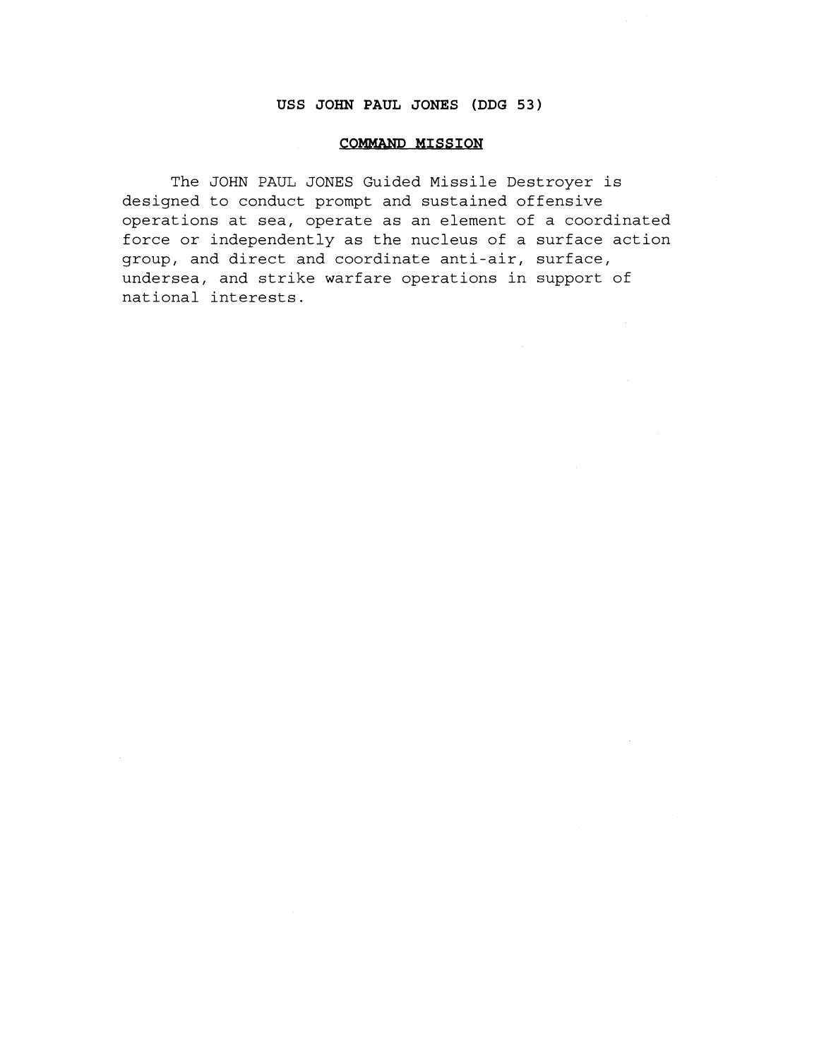# USS JOHN PAUL JONES (DDG 53)

## COMMAND MISSION

The JOHN PAUL JONES Guided Missile Destroyer is designed to conduct prompt and sustained offensive operations at sea, operate as an element of a coordinated force or independently as the nucleus of a surface action group, and direct and coordinate anti-air, surface, undersea, and strike warfare operations in support of national interests.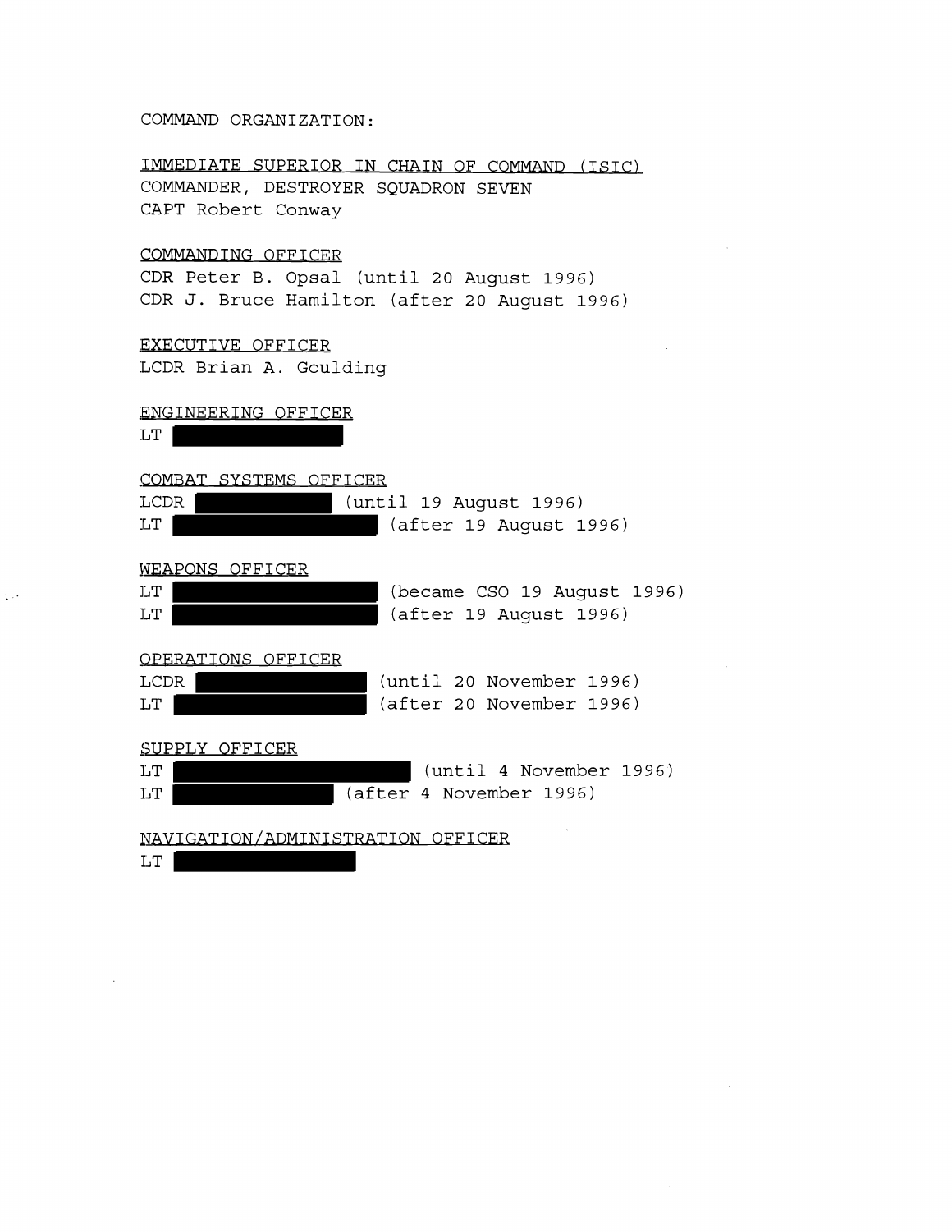COMMAND ORGANIZATION:

IMMEDIATE SUPERIOR IN CHAIN OF COMMAND (ISIC)
COMMANDER, DESTROYER SQUADRON SEVEN
CAPT Robert Conway

COMMANDING OFFICER
CDR Peter B. Opsal (until 20 August 1996)
CDR J. Bruce Hamilton (after 20 August 1996)

EXECUTIVE OFFICER
LCDR Brian A. Goulding

ENGINEERING OFFICER
LT [REDACTED]

COMBAT SYSTEMS OFFICER
LCDR [REDACTED] (until 19 August 1996)
LT [REDACTED] (after 19 August 1996)

WEAPONS OFFICER
LT [REDACTED] (became CSO 19 August 1996)
LT [REDACTED] (after 19 August 1996)

OPERATIONS OFFICER
LCDR [REDACTED] (until 20 November 1996)
LT [REDACTED] (after 20 November 1996)

SUPPLY OFFICER
LT [REDACTED] (until 4 November 1996)
LT [REDACTED] (after 4 November 1996)

NAVIGATION/ADMINISTRATION OFFICER
LT [REDACTED]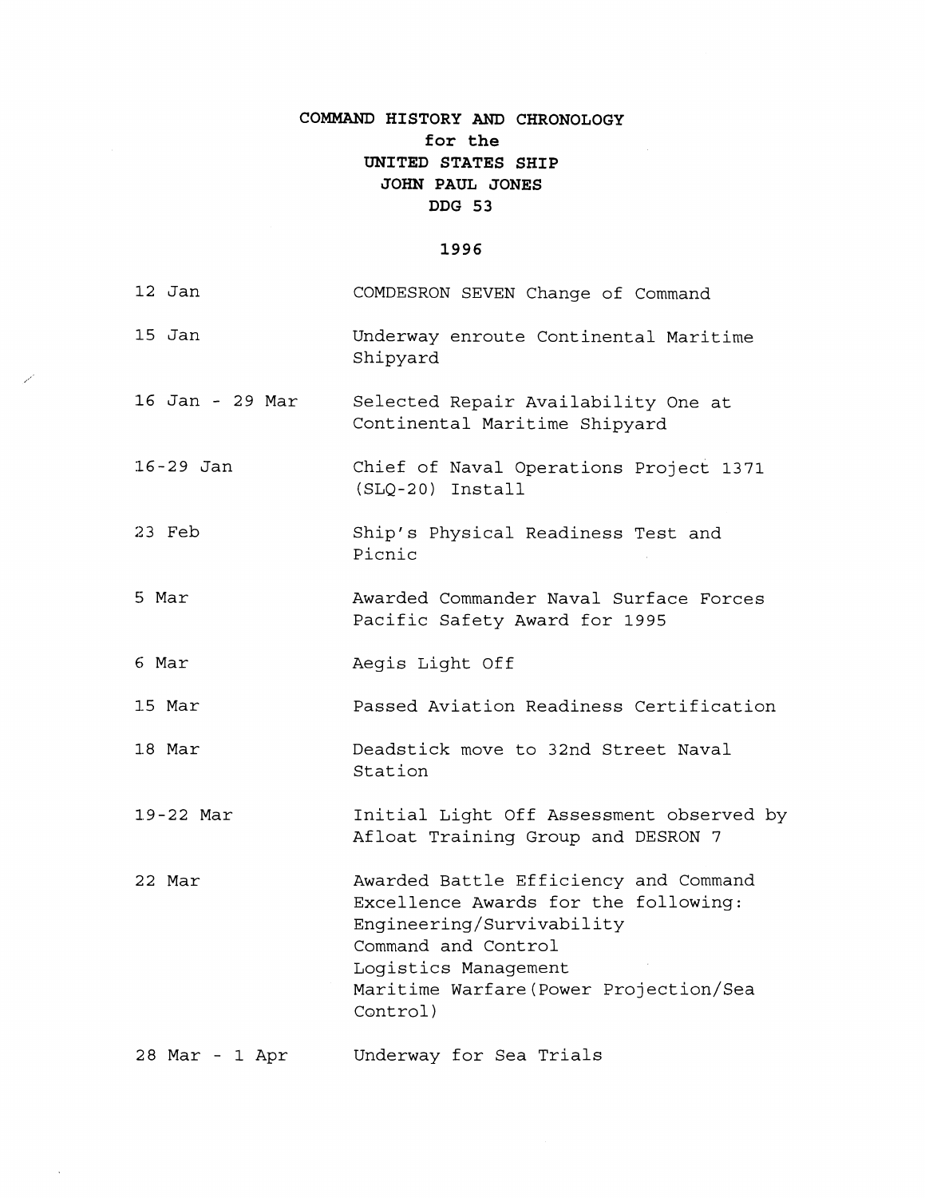**COMMAND HISTORY AND CHRONOLOGY**
**for the**
**UNITED STATES SHIP**
**JOHN PAUL JONES**
**DDG 53**

**1996**

| | |
|---|---|
| 12 Jan | COMDESRON SEVEN Change of Command |
| 15 Jan | Underway enroute Continental Maritime Shipyard |
| 16 Jan - 29 Mar | Selected Repair Availability One at Continental Maritime Shipyard |
| 16-29 Jan | Chief of Naval Operations Project 1371 (SLQ-20) Install |
| 23 Feb | Ship's Physical Readiness Test and Picnic |
| 5 Mar | Awarded Commander Naval Surface Forces Pacific Safety Award for 1995 |
| 6 Mar | Aegis Light Off |
| 15 Mar | Passed Aviation Readiness Certification |
| 18 Mar | Deadstick move to 32nd Street Naval Station |
| 19-22 Mar | Initial Light Off Assessment observed by Afloat Training Group and DESRON 7 |
| 22 Mar | Awarded Battle Efficiency and Command Excellence Awards for the following:<br>Engineering/Survivability<br>Command and Control<br>Logistics Management<br>Maritime Warfare(Power Projection/Sea Control) |
| 28 Mar - 1 Apr | Underway for Sea Trials |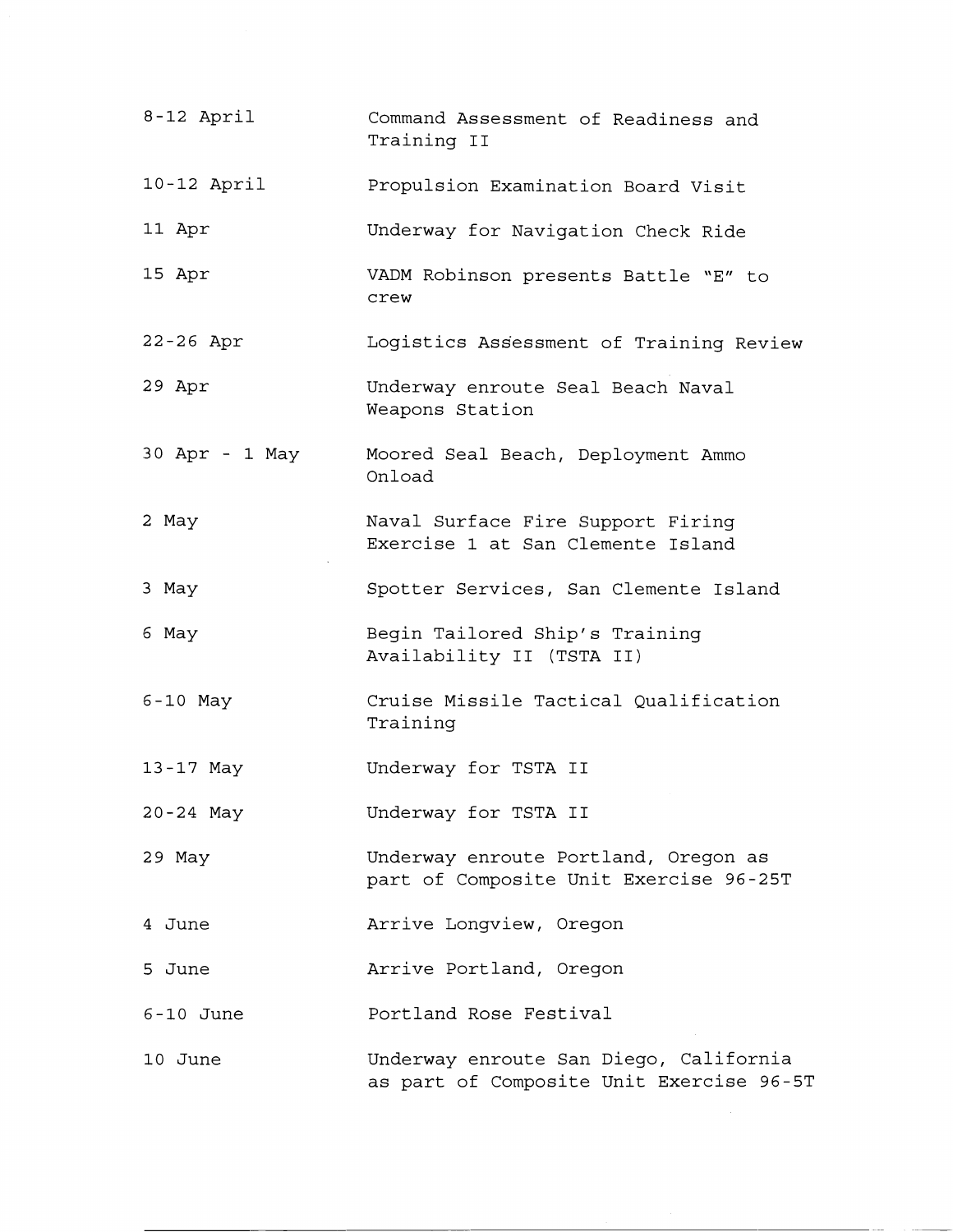| | |
|---|---|
| 8-12 April | Command Assessment of Readiness and Training II |
| 10-12 April | Propulsion Examination Board Visit |
| 11 Apr | Underway for Navigation Check Ride |
| 15 Apr | VADM Robinson presents Battle "E" to crew |
| 22-26 Apr | Logistics Assessment of Training Review |
| 29 Apr | Underway enroute Seal Beach Naval Weapons Station |
| 30 Apr - 1 May | Moored Seal Beach, Deployment Ammo Onload |
| 2 May | Naval Surface Fire Support Firing Exercise 1 at San Clemente Island |
| 3 May | Spotter Services, San Clemente Island |
| 6 May | Begin Tailored Ship's Training Availability II (TSTA II) |
| 6-10 May | Cruise Missile Tactical Qualification Training |
| 13-17 May | Underway for TSTA II |
| 20-24 May | Underway for TSTA II |
| 29 May | Underway enroute Portland, Oregon as part of Composite Unit Exercise 96-25T |
| 4 June | Arrive Longview, Oregon |
| 5 June | Arrive Portland, Oregon |
| 6-10 June | Portland Rose Festival |
| 10 June | Underway enroute San Diego, California as part of Composite Unit Exercise 96-5T |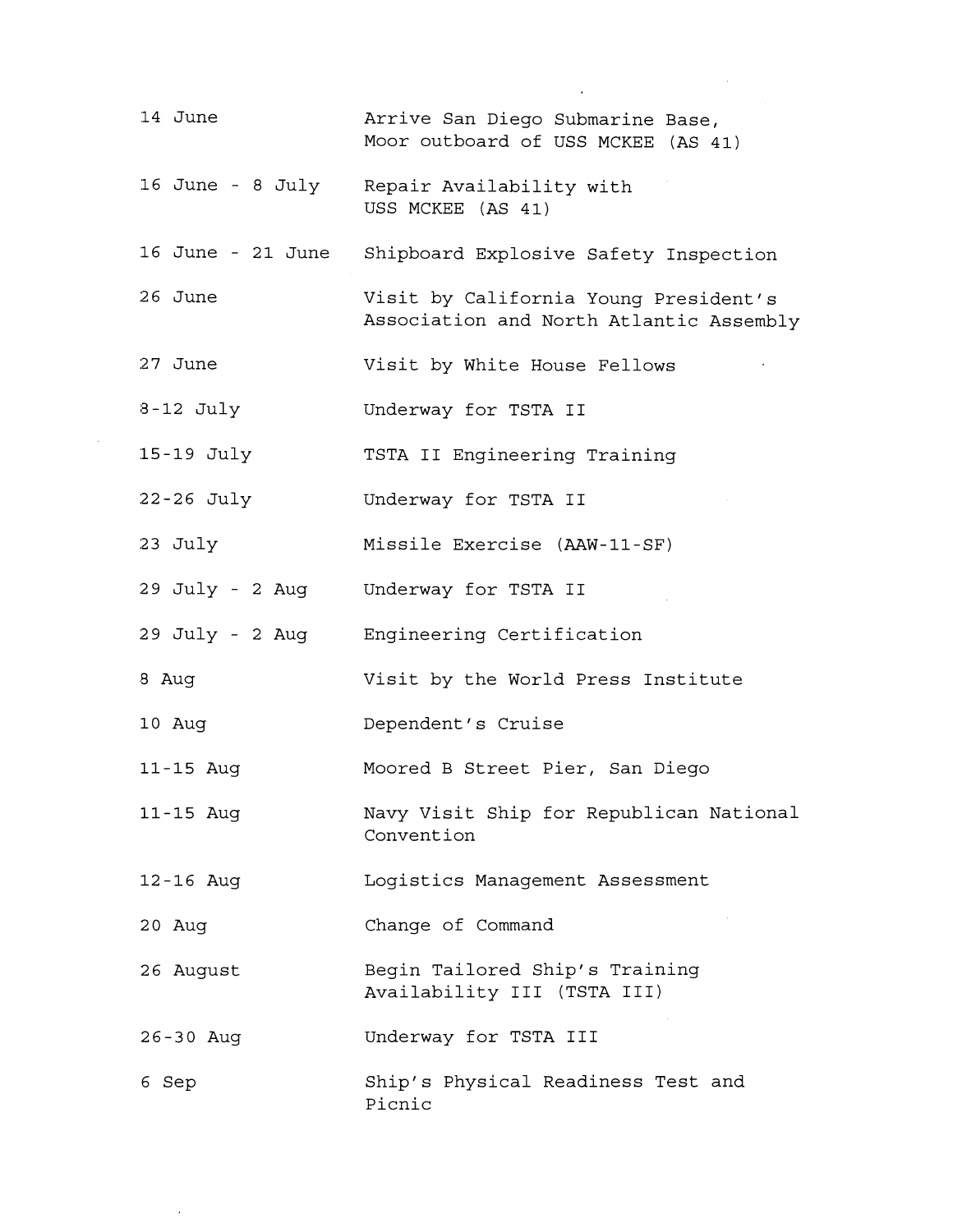| | |
|---|---|
| 14 June | Arrive San Diego Submarine Base, Moor outboard of USS MCKEE (AS 41) |
| 16 June - 8 July | Repair Availability with USS MCKEE (AS 41) |
| 16 June - 21 June | Shipboard Explosive Safety Inspection |
| 26 June | Visit by California Young President's Association and North Atlantic Assembly |
| 27 June | Visit by White House Fellows |
| 8-12 July | Underway for TSTA II |
| 15-19 July | TSTA II Engineering Training |
| 22-26 July | Underway for TSTA II |
| 23 July | Missile Exercise (AAW-11-SF) |
| 29 July - 2 Aug | Underway for TSTA II |
| 29 July - 2 Aug | Engineering Certification |
| 8 Aug | Visit by the World Press Institute |
| 10 Aug | Dependent's Cruise |
| 11-15 Aug | Moored B Street Pier, San Diego |
| 11-15 Aug | Navy Visit Ship for Republican National Convention |
| 12-16 Aug | Logistics Management Assessment |
| 20 Aug | Change of Command |
| 26 August | Begin Tailored Ship's Training Availability III (TSTA III) |
| 26-30 Aug | Underway for TSTA III |
| 6 Sep | Ship's Physical Readiness Test and Picnic |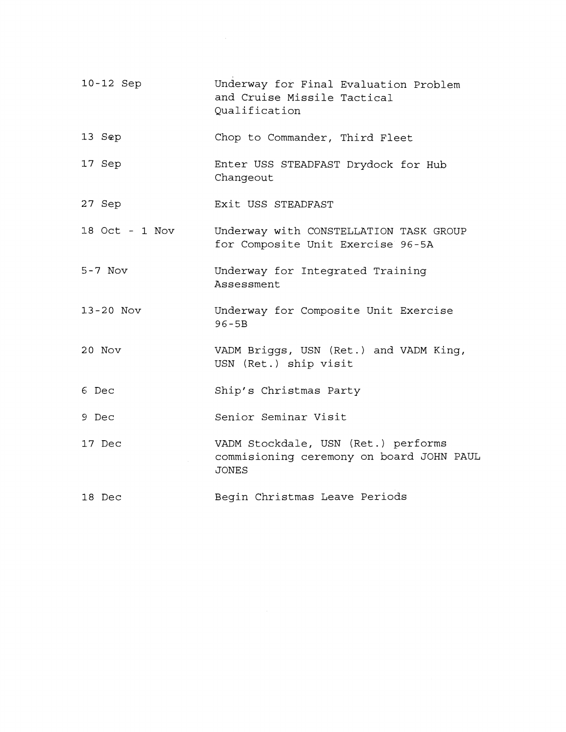| | |
|---|---|
| 10-12 Sep | Underway for Final Evaluation Problem and Cruise Missile Tactical Qualification |
| 13 Sep | Chop to Commander, Third Fleet |
| 17 Sep | Enter USS STEADFAST Drydock for Hub Changeout |
| 27 Sep | Exit USS STEADFAST |
| 18 Oct - 1 Nov | Underway with CONSTELLATION TASK GROUP for Composite Unit Exercise 96-5A |
| 5-7 Nov | Underway for Integrated Training Assessment |
| 13-20 Nov | Underway for Composite Unit Exercise 96-5B |
| 20 Nov | VADM Briggs, USN (Ret.) and VADM King, USN (Ret.) ship visit |
| 6 Dec | Ship's Christmas Party |
| 9 Dec | Senior Seminar Visit |
| 17 Dec | VADM Stockdale, USN (Ret.) performs commisioning ceremony on board JOHN PAUL JONES |
| 18 Dec | Begin Christmas Leave Periods |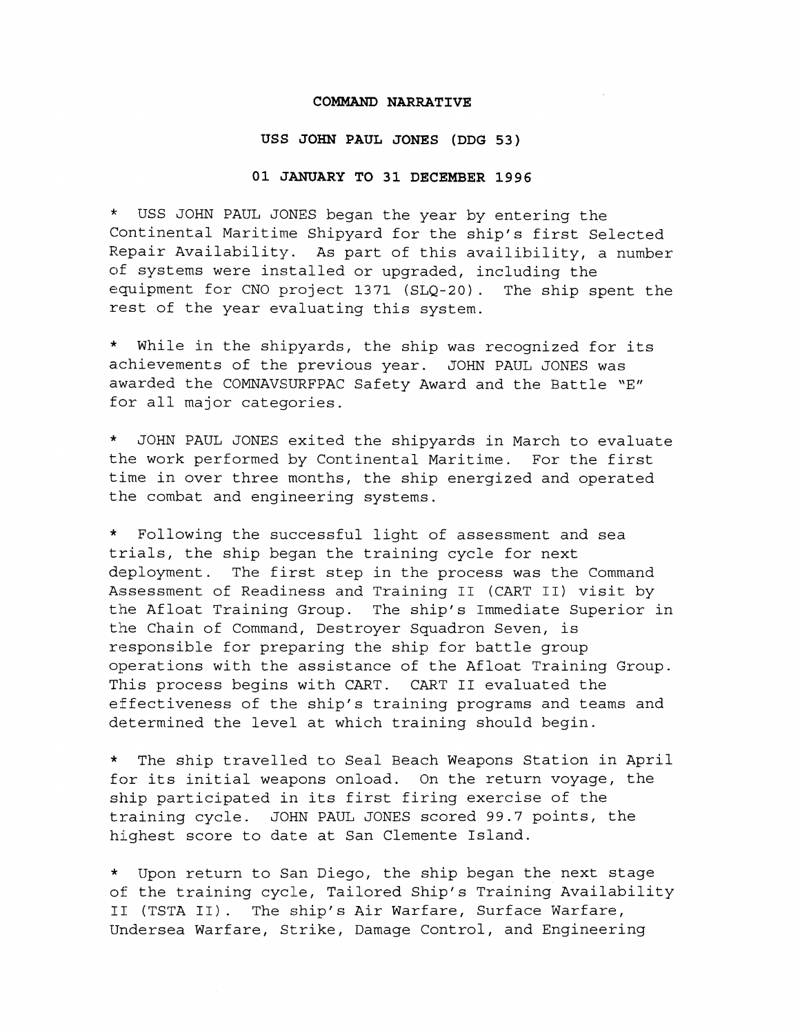**COMMAND NARRATIVE**

**USS JOHN PAUL JONES (DDG 53)**

**01 JANUARY TO 31 DECEMBER 1996**

* USS JOHN PAUL JONES began the year by entering the Continental Maritime Shipyard for the ship's first Selected Repair Availability. As part of this availibility, a number of systems were installed or upgraded, including the equipment for CNO project 1371 (SLQ-20). The ship spent the rest of the year evaluating this system.

* While in the shipyards, the ship was recognized for its achievements of the previous year. JOHN PAUL JONES was awarded the COMNAVSURFPAC Safety Award and the Battle "E" for all major categories.

* JOHN PAUL JONES exited the shipyards in March to evaluate the work performed by Continental Maritime. For the first time in over three months, the ship energized and operated the combat and engineering systems.

* Following the successful light of assessment and sea trials, the ship began the training cycle for next deployment. The first step in the process was the Command Assessment of Readiness and Training II (CART II) visit by the Afloat Training Group. The ship's Immediate Superior in the Chain of Command, Destroyer Squadron Seven, is responsible for preparing the ship for battle group operations with the assistance of the Afloat Training Group. This process begins with CART. CART II evaluated the effectiveness of the ship's training programs and teams and determined the level at which training should begin.

* The ship travelled to Seal Beach Weapons Station in April for its initial weapons onload. On the return voyage, the ship participated in its first firing exercise of the training cycle. JOHN PAUL JONES scored 99.7 points, the highest score to date at San Clemente Island.

* Upon return to San Diego, the ship began the next stage of the training cycle, Tailored Ship's Training Availability II (TSTA II). The ship's Air Warfare, Surface Warfare, Undersea Warfare, Strike, Damage Control, and Engineering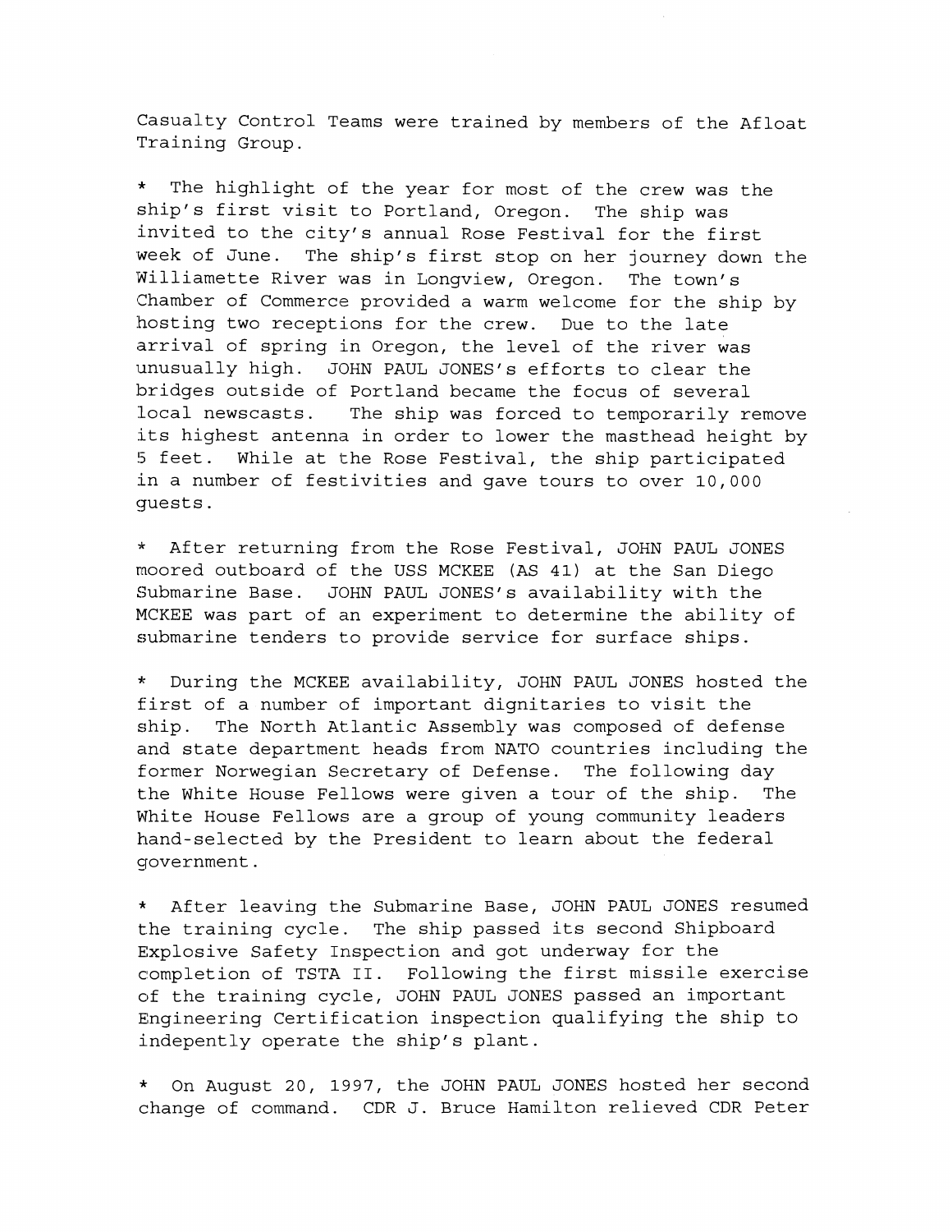Casualty Control Teams were trained by members of the Afloat Training Group.

* The highlight of the year for most of the crew was the ship's first visit to Portland, Oregon. The ship was invited to the city's annual Rose Festival for the first week of June. The ship's first stop on her journey down the Williamette River was in Longview, Oregon. The town's Chamber of Commerce provided a warm welcome for the ship by hosting two receptions for the crew. Due to the late arrival of spring in Oregon, the level of the river was unusually high. JOHN PAUL JONES's efforts to clear the bridges outside of Portland became the focus of several local newscasts. The ship was forced to temporarily remove its highest antenna in order to lower the masthead height by 5 feet. While at the Rose Festival, the ship participated in a number of festivities and gave tours to over 10,000 guests.

* After returning from the Rose Festival, JOHN PAUL JONES moored outboard of the USS MCKEE (AS 41) at the San Diego Submarine Base. JOHN PAUL JONES's availability with the MCKEE was part of an experiment to determine the ability of submarine tenders to provide service for surface ships.

* During the MCKEE availability, JOHN PAUL JONES hosted the first of a number of important dignitaries to visit the ship. The North Atlantic Assembly was composed of defense and state department heads from NATO countries including the former Norwegian Secretary of Defense. The following day the White House Fellows were given a tour of the ship. The White House Fellows are a group of young community leaders hand-selected by the President to learn about the federal government.

* After leaving the Submarine Base, JOHN PAUL JONES resumed the training cycle. The ship passed its second Shipboard Explosive Safety Inspection and got underway for the completion of TSTA II. Following the first missile exercise of the training cycle, JOHN PAUL JONES passed an important Engineering Certification inspection qualifying the ship to indepently operate the ship's plant.

* On August 20, 1997, the JOHN PAUL JONES hosted her second change of command. CDR J. Bruce Hamilton relieved CDR Peter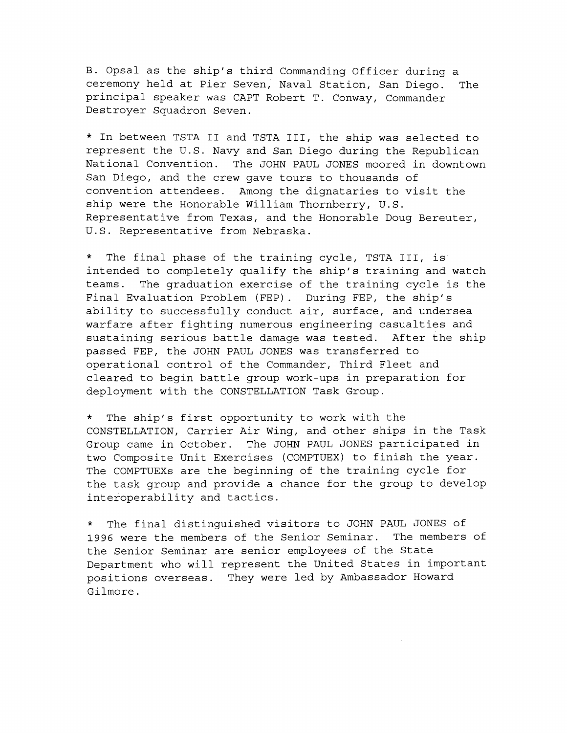B. Opsal as the ship's third Commanding Officer during a ceremony held at Pier Seven, Naval Station, San Diego. The principal speaker was CAPT Robert T. Conway, Commander Destroyer Squadron Seven.

* In between TSTA II and TSTA III, the ship was selected to represent the U.S. Navy and San Diego during the Republican National Convention. The JOHN PAUL JONES moored in downtown San Diego, and the crew gave tours to thousands of convention attendees. Among the dignataries to visit the ship were the Honorable William Thornberry, U.S. Representative from Texas, and the Honorable Doug Bereuter, U.S. Representative from Nebraska.

* The final phase of the training cycle, TSTA III, is intended to completely qualify the ship's training and watch teams. The graduation exercise of the training cycle is the Final Evaluation Problem (FEP). During FEP, the ship's ability to successfully conduct air, surface, and undersea warfare after fighting numerous engineering casualties and sustaining serious battle damage was tested. After the ship passed FEP, the JOHN PAUL JONES was transferred to operational control of the Commander, Third Fleet and cleared to begin battle group work-ups in preparation for deployment with the CONSTELLATION Task Group.

* The ship's first opportunity to work with the CONSTELLATION, Carrier Air Wing, and other ships in the Task Group came in October. The JOHN PAUL JONES participated in two Composite Unit Exercises (COMPTUEX) to finish the year. The COMPTUEXs are the beginning of the training cycle for the task group and provide a chance for the group to develop interoperability and tactics.

* The final distinguished visitors to JOHN PAUL JONES of 1996 were the members of the Senior Seminar. The members of the Senior Seminar are senior employees of the State Department who will represent the United States in important positions overseas. They were led by Ambassador Howard Gilmore.